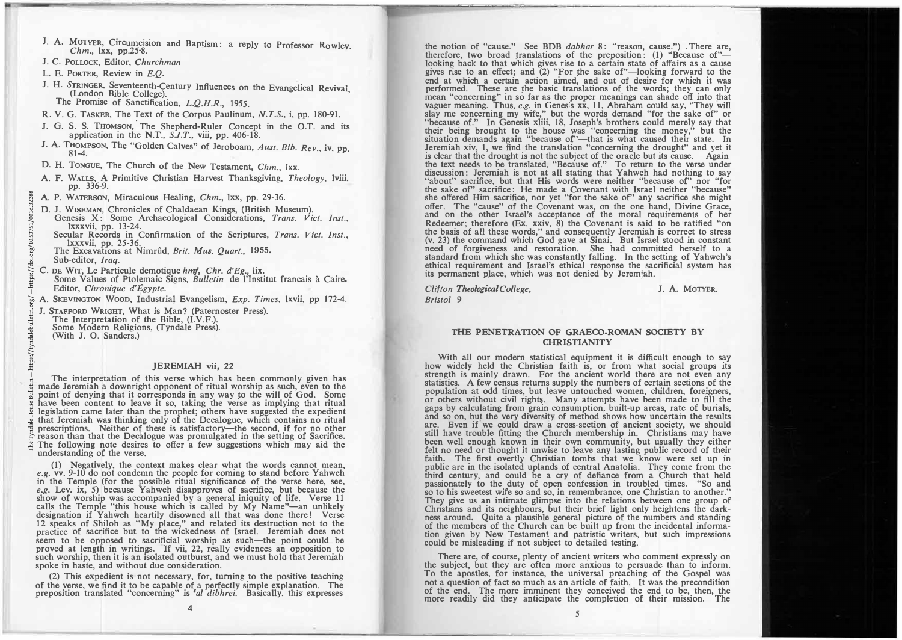- J. A. MOTYER, Circumcision and Baptism: a reply to Professor Rowley. *Chm.*, lxx, pp.25-8.
- J. C. POLLOCK, Editor, *Churchman*
- L. E. PORTER, Review in *E.Q.*
- J. H. STRINGER, Seventeenth-Century Influences on the Evangelical Revival, (London Bible College).
  The Promise of Sanctification, *L.Q.H.R.*, 1955.
- R. V. G. TASKER, The Text of the Corpus Paulinum, *N.T.S.*, i, pp. 180-91.
- J. G. S. S. THOMSON, The Shepherd-Ruler Concept in the O.T. and its application in the N.T., *S.J.T.*, viii, pp. 406-18.
- J. A. THOMPSON, The "Golden Calves" of Jeroboam, *Aust. Bib. Rev.*, iv, pp. 81-4.
- D. H. TONGUE, The Church of the New Testament, *Chm.*, lxx.
- A. F. WALLS, A Primitive Christian Harvest Thanksgiving, *Theology*, lviii, pp. 336-9.
- A. P. WATERSON, Miraculous Healing, *Chm.*, lxx, pp. 29-36.
- D. J. WISEMAN, Chronicles of Chaldaean Kings, (British Museum).
  Genesis X: Some Archaeological Considerations, *Trans. Vict. Inst.*, lxxxvii, pp. 13-24.
  Secular Records in Confirmation of the Scriptures, *Trans. Vict. Inst.*, lxxxvii, pp. 25-36.
  The Excavations at Nimrûd, *Brit. Mus. Quart.*, 1955.
  Sub-editor, *Iraq*.
- C. DE WIT, Le Particule demotique *hmf*, *Chr. d'Eg.*, lix.
  Some Values of Ptolemaic Signs, *Bulletin* de l'Institut francais à Caire.
  Editor, *Chronique d'Égypte*.
- A. SKEVINGTON WOOD, Industrial Evangelism, *Exp. Times*, lxvii, pp 172-4.
- J. STAFFORD WRIGHT, What is Man? (Paternoster Press).
  The Interpretation of the Bible, (I.V.F.).
  Some Modern Religions, (Tyndale Press).
  (With J. O. Sanders.)

## JEREMIAH vii, 22

The interpretation of this verse which has been commonly given has made Jeremiah a downright opponent of ritual worship as such, even to the point of denying that it corresponds in any way to the will of God. Some have been content to leave it so, taking the verse as implying that ritual legislation came later than the prophet; others have suggested the expedient that Jeremiah was thinking only of the Decalogue, which contains no ritual prescriptions. Neither of these is satisfactory—the second, if for no other reason than that the Decalogue was promulgated in the setting of Sacrifice. The following note desires to offer a few suggestions which may aid the understanding of the verse.

(1) Negatively, the context makes clear what the words cannot mean, *e.g.* vv. 9-10 do not condemn the people for coming to stand before Yahweh in the Temple (for the possible ritual significance of the verse here, see, *e.g.* Lev. ix, 5) because Yahweh disapproves of sacrifice, but because the show of worship was accompanied by a general iniquity of life. Verse 11 calls the Temple "this house which is called by My Name"—an unlikely designation if Yahweh heartily disowned all that was done there! Verse 12 speaks of Shiloh as "My place," and related its destruction not to the practice of sacrifice but to the wickedness of Israel. Jeremiah does not seem to be opposed to sacrificial worship as such—the point could be proved at length in writings. If vii, 22, really evidences an opposition to such worship, then it is an isolated outburst, and we must hold that Jeremiah spoke in haste, and without due consideration.

(2) This expedient is not necessary, for, turning to the positive teaching of the verse, we find it to be capable of a perfectly simple explanation. The preposition translated "concerning" is *'al dibhrei*. Basically, this expresses the notion of "cause." See BDB *dabhar* 8: "reason, cause.") There are, therefore, two broad translations of the preposition: (1) "Because of"—looking back to that which gives rise to a certain state of affairs as a cause gives rise to an effect; and (2) "For the sake of"—looking forward to the end at which a certain action aimed, and out of desire for which it was performed. These are the basic translations of the words; they can only mean "concerning" in so far as the proper meanings can shade off into that vaguer meaning. Thus, *e.g.* in Genesis xx, 11, Abraham could say, "They will slay me concerning my wife," but the words demand "for the sake of" or "because of." In Genesis xliii, 18, Joseph's brothers could merely say that their being brought to the house was "concerning the money," but the situation demands again "because of"—that is what caused their state. In Jeremiah xiv, 1, we find the translation "concerning the drought" and yet it is clear that the drought is not the subject of the oracle but its cause. Again the text needs to be translated, "Because of." To return to the verse under discussion: Jeremiah is not at all stating that Yahweh had nothing to say "about" sacrifice, but that His words were neither "because of" nor "for the sake of" sacrifice: He made a Covenant with Israel neither "because" she offered Him sacrifice, nor yet "for the sake of" any sacrifice she might offer. The "cause" of the Covenant was, on the one hand, Divine Grace, and on the other Israel's acceptance of the moral requirements of her Redeemer; therefore (Ex. xxiv, 8) the Covenant is said to be ratified "on the basis of all these words," and consequently Jeremiah is correct to stress (v. 23) the command which God gave at Sinai. But Israel stood in constant need of forgiveness and restoration. She had committed herself to a standard from which she was constantly falling. In the setting of Yahweh's ethical requirement and Israel's ethical response the sacrificial system has its permanent place, which was not denied by Jeremiah.

*Clifton Theological College,*
*Bristol 9*

J. A. MOTYER.

## THE PENETRATION OF GRAECO-ROMAN SOCIETY BY CHRISTIANITY

With all our modern statistical equipment it is difficult enough to say how widely held the Christian faith is, or from what social groups its strength is mainly drawn. For the ancient world there are not even any statistics. A few census returns supply the numbers of certain sections of the population at odd times, but leave untouched women, children, foreigners, or others without civil rights. Many attempts have been made to fill the gaps by calculating from grain consumption, built-up areas, rate of burials, and so on, but the very diversity of method shows how uncertain the results are. Even if we could draw a cross-section of ancient society, we should still have trouble fitting the Church membership in. Christians may have been well enough known in their own community, but usually they either felt no need or thought it unwise to leave any lasting public record of their faith. The first overtly Christian tombs that we know were set up in public are in the isolated uplands of central Anatolia. They come from the third century, and could be a cry of defiance from a Church that held passionately to the duty of open confession in troubled times. "So and so to his sweetest wife so and so, in remembrance, one Christian to another." They give us an intimate glimpse into the relations between one group of Christians and its neighbours, but their brief light only heightens the darkness around. Quite a plausible general picture of the numbers and standing of the members of the Church can be built up from the incidental information given by New Testament and patristic writers, but such impressions could be misleading if not subject to detailed testing.

There are, of course, plenty of ancient writers who comment expressly on the subject, but they are often more anxious to persuade than to inform. To the apostles, for instance, the universal preaching of the Gospel was not a question of fact so much as an article of faith. It was the precondition of the end. The more imminent they conceived the end to be, then, the more readily did they anticipate the completion of their mission. The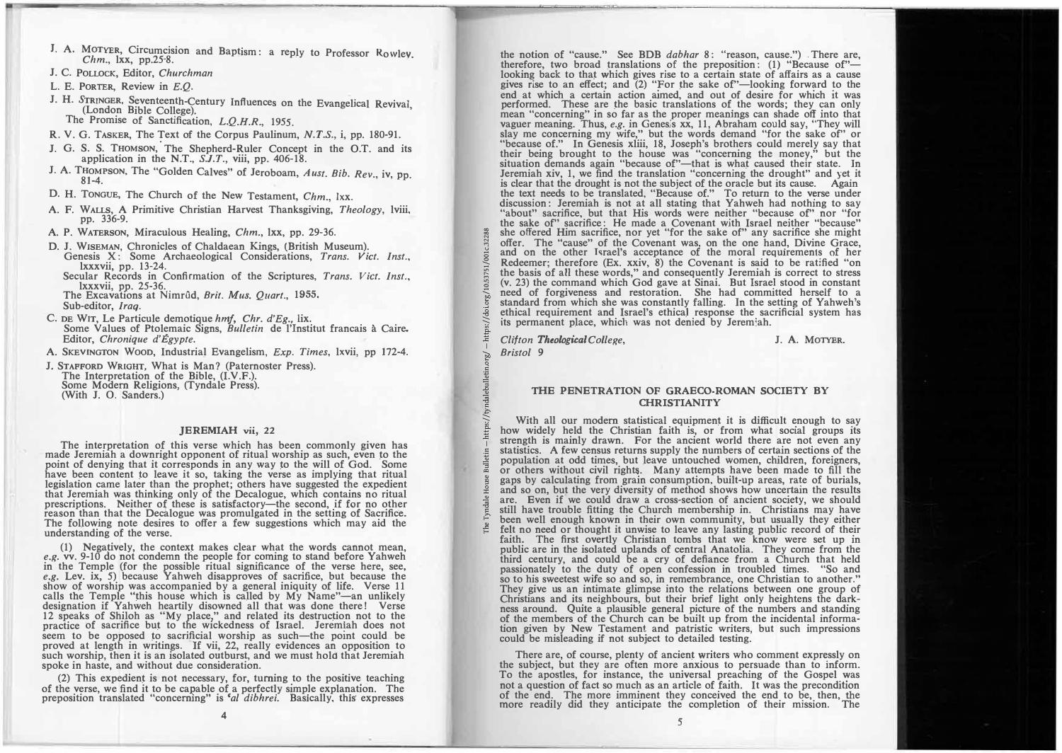J. A. MOTYER, Circumcision and Baptism: a reply to Professor Rowley. *Chm.*, lxx, pp.25-8.

J. C. POLLOCK, Editor, *Churchman*

L. E. PORTER, Review in *E.Q.*

J. H. STRINGER, Seventeenth-Century Influences on the Evangelical Revival, (London Bible College).
The Promise of Sanctification, *L.Q.H.R.*, 1955.

R. V. G. TASKER, The Text of the Corpus Paulinum, *N.T.S.*, i, pp. 180-91.

J. G. S. S. THOMSON, The Shepherd-Ruler Concept in the O.T. and its application in the N.T., *S.J.T.*, viii, pp. 406-18.

J. A. THOMPSON, The "Golden Calves" of Jeroboam, *Aust. Bib. Rev.*, iv, pp. 81-4.

D. H. TONGUE, The Church of the New Testament, *Chm.*, lxx.

A. F. WALLS, A Primitive Christian Harvest Thanksgiving, *Theology*, lviii, pp. 336-9.

A. P. WATERSON, Miraculous Healing, *Chm.*, lxx, pp. 29-36.

D. J. WISEMAN, Chronicles of Chaldaean Kings, (British Museum).
Genesis X: Some Archaeological Considerations, *Trans. Vict. Inst.*, lxxxvii, pp. 13-24.
Secular Records in Confirmation of the Scriptures, *Trans. Vict. Inst.*, lxxxvii, pp. 25-36.
The Excavations at Nimrûd, *Brit. Mus. Quart.*, 1955.
Sub-editor, *Iraq.*

C. DE WIT, Le Particule demotique *hmf*, *Chr. d'Eg.*, lix.
Some Values of Ptolemaic Signs, *Bulletin* de l'Institut francais à Caire.
Editor, *Chronique d'Égypte.*

A. SKEVINGTON WOOD, Industrial Evangelism, *Exp. Times*, lxvii, pp 172-4.

J. STAFFORD WRIGHT, What is Man? (Paternoster Press).
The Interpretation of the Bible, (I.V.F.).
Some Modern Religions, (Tyndale Press).
(With J. O. Sanders.)

## JEREMIAH vii, 22

The interpretation of this verse which has been commonly given has made Jeremiah a downright opponent of ritual worship as such, even to the point of denying that it corresponds in any way to the will of God. Some have been content to leave it so, taking the verse as implying that ritual legislation came later than the prophet; others have suggested the expedient that Jeremiah was thinking only of the Decalogue, which contains no ritual prescriptions. Neither of these is satisfactory—the second, if for no other reason than that the Decalogue was promulgated in the setting of Sacrifice. The following note desires to offer a few suggestions which may aid the understanding of the verse.

(1) Negatively, the context makes clear what the words cannot mean, *e.g.* vv. 9-10 do not condemn the people for coming to stand before Yahweh in the Temple (for the possible ritual significance of the verse here, see, *e.g.* Lev. ix, 5) because Yahweh disapproves of sacrifice, but because the show of worship was accompanied by a general iniquity of life. Verse 11 calls the Temple "this house which is called by My Name"—an unlikely designation if Yahweh heartily disowned all that was done there! Verse 12 speaks of Shiloh as "My place," and related its destruction not to the practice of sacrifice but to the wickedness of Israel. Jeremiah does not seem to be opposed to sacrificial worship as such—the point could be proved at length in writings. If vii, 22, really evidences an opposition to such worship, then it is an isolated outburst, and we must hold that Jeremiah spoke in haste, and without due consideration.

(2) This expedient is not necessary, for, turning to the positive teaching of the verse, we find it to be capable of a perfectly simple explanation. The preposition translated "concerning" is *'al dibhrei*. Basically, this expresses the notion of "cause." See BDB *dabhar* 8: "reason, cause.") There are, therefore, two broad translations of the preposition: (1) "Because of"—looking back to that which gives rise to a certain state of affairs as a cause gives rise to an effect; and (2) "For the sake of"—looking forward to the end at which a certain action aimed, and out of desire for which it was performed. These are the basic translations of the words; they can only mean "concerning" in so far as the proper meanings can shade off into that vaguer meaning. Thus, *e.g.* in Genesis xx, 11, Abraham could say, "They will slay me concerning my wife," but the words demand "for the sake of" or "because of." In Genesis xliii, 18, Joseph's brothers could merely say that their being brought to the house was "concerning the money," but the situation demands again "because of"—that is what caused their state. In Jeremiah xiv, 1, we find the translation "concerning the drought" and yet it is clear that the drought is not the subject of the oracle but its cause. Again the text needs to be translated, "Because of." To return to the verse under discussion: Jeremiah is not at all stating that Yahweh had nothing to say "about" sacrifice, but that His words were neither "because of" nor "for the sake of" sacrifice: He made a Covenant with Israel neither "because" she offered Him sacrifice, nor yet "for the sake of" any sacrifice she might offer. The "cause" of the Covenant was, on the one hand, Divine Grace, and on the other Israel's acceptance of the moral requirements of her Redeemer; therefore (Ex. xxiv, 8) the Covenant is said to be ratified "on the basis of all these words," and consequently Jeremiah is correct to stress (v. 23) the command which God gave at Sinai. But Israel stood in constant need of forgiveness and restoration. She had committed herself to a standard from which she was constantly falling. In the setting of Yahweh's ethical requirement and Israel's ethical response the sacrificial system has its permanent place, which was not denied by Jeremiah.

*Clifton Theological College,*
*Bristol 9*

J. A. MOTYER.

## THE PENETRATION OF GRAECO-ROMAN SOCIETY BY CHRISTIANITY

With all our modern statistical equipment it is difficult enough to say how widely held the Christian faith is, or from what social groups its strength is mainly drawn. For the ancient world there are not even any statistics. A few census returns supply the numbers of certain sections of the population at odd times, but leave untouched women, children, foreigners, or others without civil rights. Many attempts have been made to fill the gaps by calculating from grain consumption, built-up areas, rate of burials, and so on, but the very diversity of method shows how uncertain the results are. Even if we could draw a cross-section of ancient society, we should still have trouble fitting the Church membership in. Christians may have been well enough known in their own community, but usually they either felt no need or thought it unwise to leave any lasting public record of their faith. The first overtly Christian tombs that we know were set up in public are in the isolated uplands of central Anatolia. They come from the third century, and could be a cry of defiance from a Church that held passionately to the duty of open confession in troubled times. "So and so to his sweetest wife so and so, in remembrance, one Christian to another." They give us an intimate glimpse into the relations between one group of Christians and its neighbours, but their brief light only heightens the darkness around. Quite a plausible general picture of the numbers and standing of the members of the Church can be built up from the incidental information given by New Testament and patristic writers, but such impressions could be misleading if not subject to detailed testing.

There are, of course, plenty of ancient writers who comment expressly on the subject, but they are often more anxious to persuade than to inform. To the apostles, for instance, the universal preaching of the Gospel was not a question of fact so much as an article of faith. It was the precondition of the end. The more imminent they conceived the end to be, then, the more readily did they anticipate the completion of their mission. The